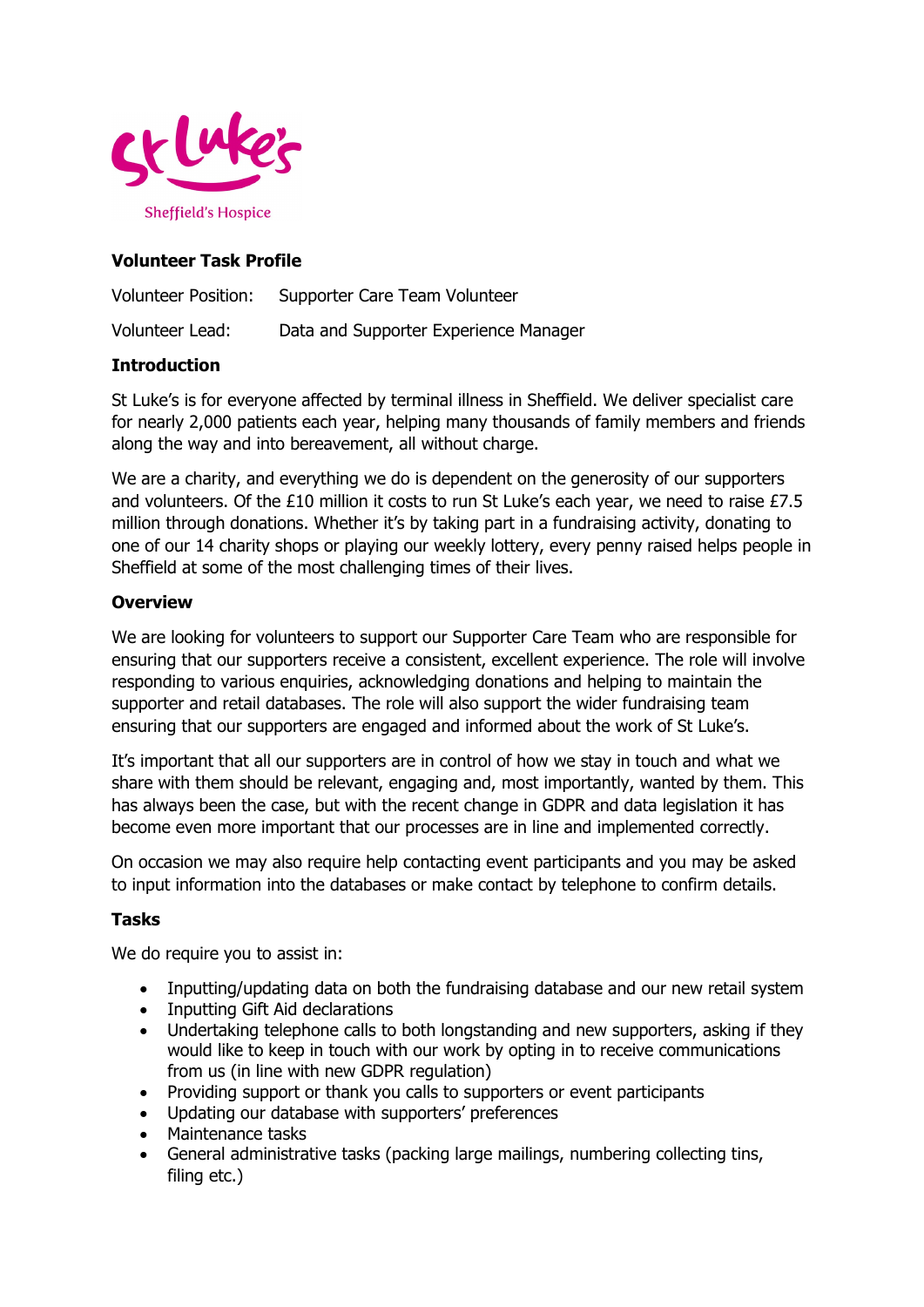St Luke's
Sheffield's Hospice

## Volunteer Task Profile

Volunteer Position: Supporter Care Team Volunteer

Volunteer Lead: Data and Supporter Experience Manager

### Introduction

St Luke's is for everyone affected by terminal illness in Sheffield. We deliver specialist care for nearly 2,000 patients each year, helping many thousands of family members and friends along the way and into bereavement, all without charge.

We are a charity, and everything we do is dependent on the generosity of our supporters and volunteers. Of the £10 million it costs to run St Luke's each year, we need to raise £7.5 million through donations. Whether it's by taking part in a fundraising activity, donating to one of our 14 charity shops or playing our weekly lottery, every penny raised helps people in Sheffield at some of the most challenging times of their lives.

### Overview

We are looking for volunteers to support our Supporter Care Team who are responsible for ensuring that our supporters receive a consistent, excellent experience. The role will involve responding to various enquiries, acknowledging donations and helping to maintain the supporter and retail databases. The role will also support the wider fundraising team ensuring that our supporters are engaged and informed about the work of St Luke's.

It's important that all our supporters are in control of how we stay in touch and what we share with them should be relevant, engaging and, most importantly, wanted by them. This has always been the case, but with the recent change in GDPR and data legislation it has become even more important that our processes are in line and implemented correctly.

On occasion we may also require help contacting event participants and you may be asked to input information into the databases or make contact by telephone to confirm details.

### Tasks

We do require you to assist in:

- Inputting/updating data on both the fundraising database and our new retail system
- Inputting Gift Aid declarations
- Undertaking telephone calls to both longstanding and new supporters, asking if they would like to keep in touch with our work by opting in to receive communications from us (in line with new GDPR regulation)
- Providing support or thank you calls to supporters or event participants
- Updating our database with supporters' preferences
- Maintenance tasks
- General administrative tasks (packing large mailings, numbering collecting tins, filing etc.)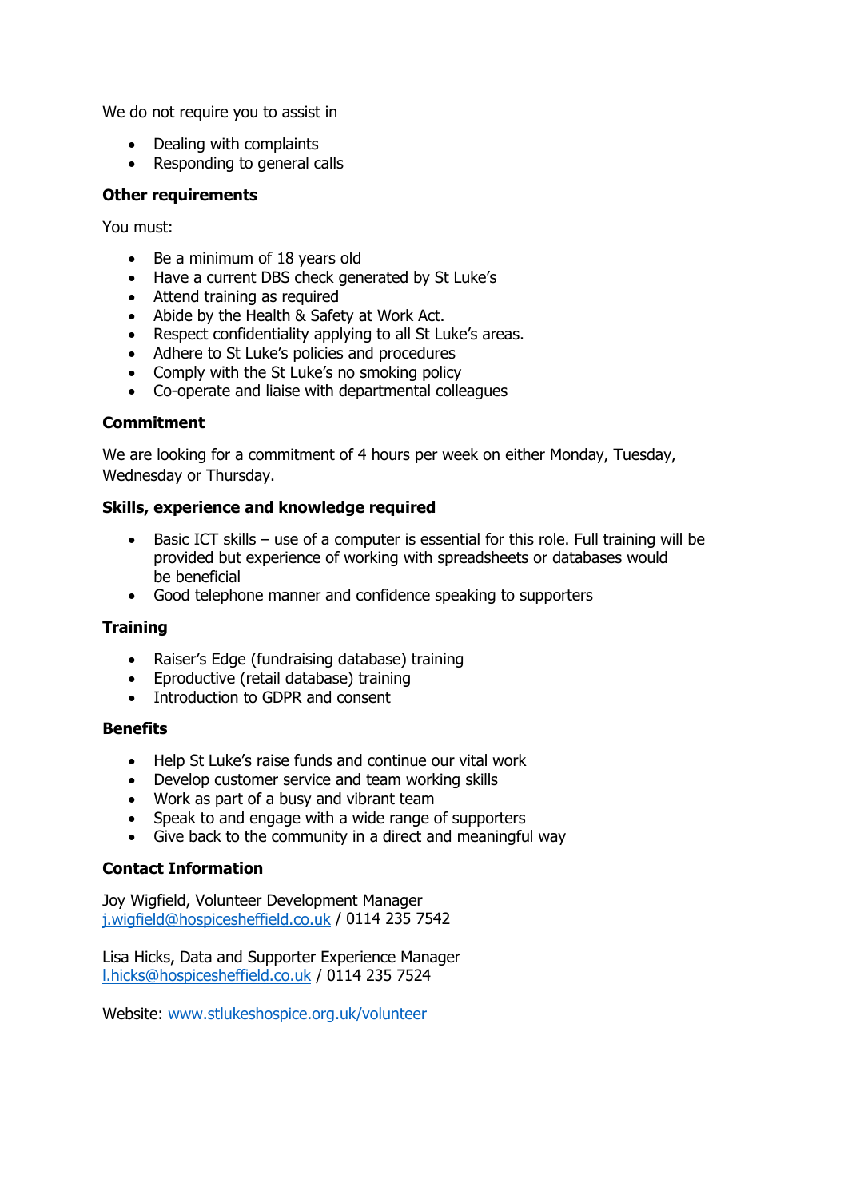We do not require you to assist in

- Dealing with complaints
- Responding to general calls

**Other requirements**

You must:

- Be a minimum of 18 years old
- Have a current DBS check generated by St Luke's
- Attend training as required
- Abide by the Health & Safety at Work Act.
- Respect confidentiality applying to all St Luke's areas.
- Adhere to St Luke's policies and procedures
- Comply with the St Luke's no smoking policy
- Co-operate and liaise with departmental colleagues

**Commitment**

We are looking for a commitment of 4 hours per week on either Monday, Tuesday, Wednesday or Thursday.

**Skills, experience and knowledge required**

- Basic ICT skills – use of a computer is essential for this role. Full training will be provided but experience of working with spreadsheets or databases would be beneficial
- Good telephone manner and confidence speaking to supporters

**Training**

- Raiser's Edge (fundraising database) training
- Eproductive (retail database) training
- Introduction to GDPR and consent

**Benefits**

- Help St Luke's raise funds and continue our vital work
- Develop customer service and team working skills
- Work as part of a busy and vibrant team
- Speak to and engage with a wide range of supporters
- Give back to the community in a direct and meaningful way

**Contact Information**

Joy Wigfield, Volunteer Development Manager
j.wigfield@hospicesheffield.co.uk / 0114 235 7542

Lisa Hicks, Data and Supporter Experience Manager
l.hicks@hospicesheffield.co.uk / 0114 235 7524

Website: www.stlukeshospice.org.uk/volunteer